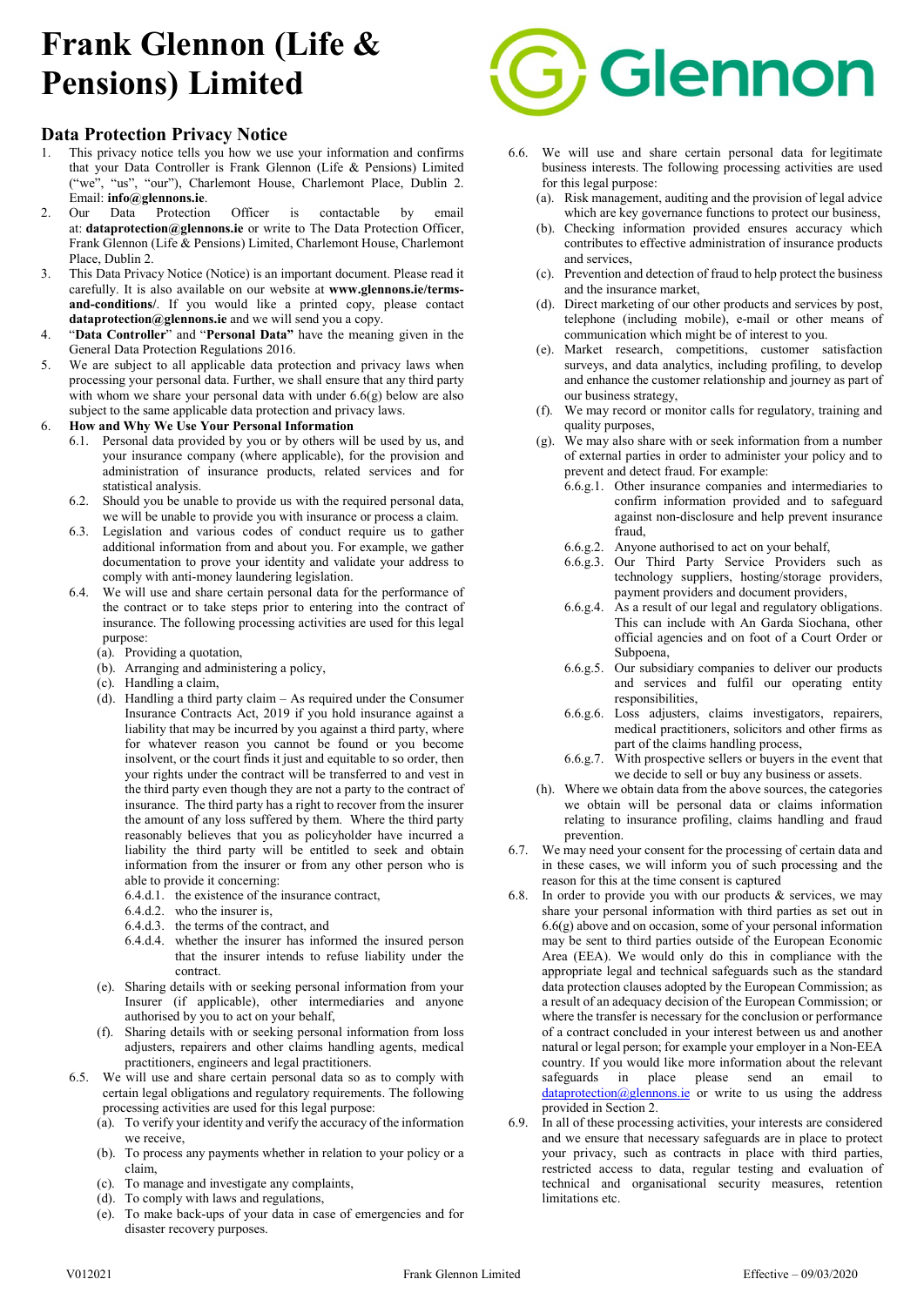# Frank Glennon (Life & Pensions) Limited

## Data Protection Privacy Notice

1. This privacy notice tells you how we use your information and confirms that your Data Controller is Frank Glennon (Life & Pensions) Limited ("we", "us", "our"), Charlemont House, Charlemont Place, Dublin 2. Email: **info@glennons.ie**.
2. Our Data Protection Officer is contactable by email at: **dataprotection@glennons.ie** or write to The Data Protection Officer, Frank Glennon (Life & Pensions) Limited, Charlemont House, Charlemont Place, Dublin 2.
3. This Data Privacy Notice (Notice) is an important document. Please read it carefully. It is also available on our website at **www.glennons.ie/terms-and-conditions/**. If you would like a printed copy, please contact **dataprotection@glennons.ie** and we will send you a copy.
4. "**Data Controller**" and "**Personal Data**" have the meaning given in the General Data Protection Regulations 2016.
5. We are subject to all applicable data protection and privacy laws when processing your personal data. Further, we shall ensure that any third party with whom we share your personal data with under 6.6(g) below are also subject to the same applicable data protection and privacy laws.
6. **How and Why We Use Your Personal Information**
   - 6.1. Personal data provided by you or by others will be used by us, and your insurance company (where applicable), for the provision and administration of insurance products, related services and for statistical analysis.
   - 6.2. Should you be unable to provide us with the required personal data, we will be unable to provide you with insurance or process a claim.
   - 6.3. Legislation and various codes of conduct require us to gather additional information from and about you. For example, we gather documentation to prove your identity and validate your address to comply with anti-money laundering legislation.
   - 6.4. We will use and share certain personal data for the performance of the contract or to take steps prior to entering into the contract of insurance. The following processing activities are used for this legal purpose:
     - (a). Providing a quotation,
     - (b). Arranging and administering a policy,
     - (c). Handling a claim,
     - (d). Handling a third party claim – As required under the Consumer Insurance Contracts Act, 2019 if you hold insurance against a liability that may be incurred by you against a third party, where for whatever reason you cannot be found or you become insolvent, or the court finds it just and equitable to so order, then your rights under the contract will be transferred to and vest in the third party even though they are not a party to the contract of insurance. The third party has a right to recover from the insurer the amount of any loss suffered by them. Where the third party reasonably believes that you as policyholder have incurred a liability the third party will be entitled to seek and obtain information from the insurer or from any other person who is able to provide it concerning:
       - 6.4.d.1. the existence of the insurance contract,
       - 6.4.d.2. who the insurer is,
       - 6.4.d.3. the terms of the contract, and
       - 6.4.d.4. whether the insurer has informed the insured person that the insurer intends to refuse liability under the contract.
     - (e). Sharing details with or seeking personal information from your Insurer (if applicable), other intermediaries and anyone authorised by you to act on your behalf,
     - (f). Sharing details with or seeking personal information from loss adjusters, repairers and other claims handling agents, medical practitioners, engineers and legal practitioners.
   - 6.5. We will use and share certain personal data so as to comply with certain legal obligations and regulatory requirements. The following processing activities are used for this legal purpose:
     - (a). To verify your identity and verify the accuracy of the information we receive,
     - (b). To process any payments whether in relation to your policy or a claim,
     - (c). To manage and investigate any complaints,
     - (d). To comply with laws and regulations,
     - (e). To make back-ups of your data in case of emergencies and for disaster recovery purposes.
   - 6.6. We will use and share certain personal data for legitimate business interests. The following processing activities are used for this legal purpose:
     - (a). Risk management, auditing and the provision of legal advice which are key governance functions to protect our business,
     - (b). Checking information provided ensures accuracy which contributes to effective administration of insurance products and services,
     - (c). Prevention and detection of fraud to help protect the business and the insurance market,
     - (d). Direct marketing of our other products and services by post, telephone (including mobile), e-mail or other means of communication which might be of interest to you.
     - (e). Market research, competitions, customer satisfaction surveys, and data analytics, including profiling, to develop and enhance the customer relationship and journey as part of our business strategy,
     - (f). We may record or monitor calls for regulatory, training and quality purposes,
     - (g). We may also share with or seek information from a number of external parties in order to administer your policy and to prevent and detect fraud. For example:
       - 6.6.g.1. Other insurance companies and intermediaries to confirm information provided and to safeguard against non-disclosure and help prevent insurance fraud,
       - 6.6.g.2. Anyone authorised to act on your behalf,
       - 6.6.g.3. Our Third Party Service Providers such as technology suppliers, hosting/storage providers, payment providers and document providers,
       - 6.6.g.4. As a result of our legal and regulatory obligations. This can include with An Garda Siochana, other official agencies and on foot of a Court Order or Subpoena,
       - 6.6.g.5. Our subsidiary companies to deliver our products and services and fulfil our operating entity responsibilities,
       - 6.6.g.6. Loss adjusters, claims investigators, repairers, medical practitioners, solicitors and other firms as part of the claims handling process,
       - 6.6.g.7. With prospective sellers or buyers in the event that we decide to sell or buy any business or assets.
     - (h). Where we obtain data from the above sources, the categories we obtain will be personal data or claims information relating to insurance profiling, claims handling and fraud prevention.
   - 6.7. We may need your consent for the processing of certain data and in these cases, we will inform you of such processing and the reason for this at the time consent is captured
   - 6.8. In order to provide you with our products & services, we may share your personal information with third parties as set out in 6.6(g) above and on occasion, some of your personal information may be sent to third parties outside of the European Economic Area (EEA). We would only do this in compliance with the appropriate legal and technical safeguards such as the standard data protection clauses adopted by the European Commission; as a result of an adequacy decision of the European Commission; or where the transfer is necessary for the conclusion or performance of a contract concluded in your interest between us and another natural or legal person; for example your employer in a Non-EEA country. If you would like more information about the relevant safeguards in place please send an email to dataprotection@glennons.ie or write to us using the address provided in Section 2.
   - 6.9. In all of these processing activities, your interests are considered and we ensure that necessary safeguards are in place to protect your privacy, such as contracts in place with third parties, restricted access to data, regular testing and evaluation of technical and organisational security measures, retention limitations etc.

V012021 Frank Glennon Limited Effective – 09/03/2020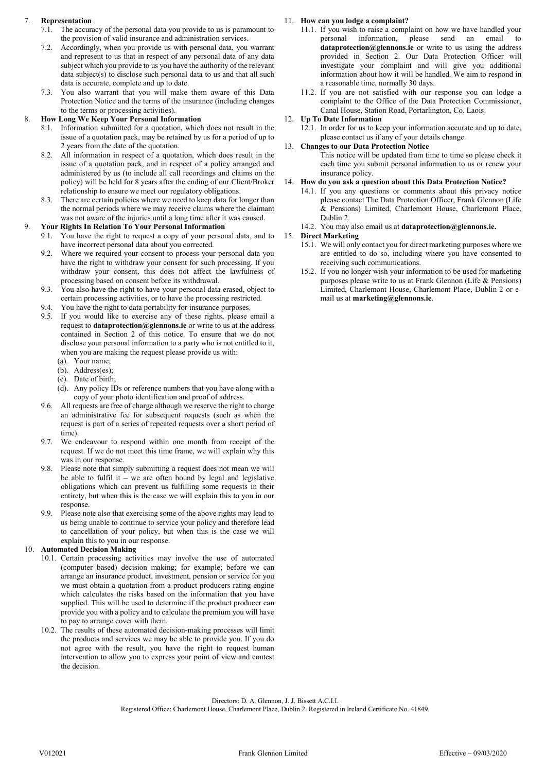## 7. Representation

7.1. The accuracy of the personal data you provide to us is paramount to the provision of valid insurance and administration services.

7.2. Accordingly, when you provide us with personal data, you warrant and represent to us that in respect of any personal data of any data subject which you provide to us you have the authority of the relevant data subject(s) to disclose such personal data to us and that all such data is accurate, complete and up to date.

7.3. You also warrant that you will make them aware of this Data Protection Notice and the terms of the insurance (including changes to the terms or processing activities).

## 8. How Long We Keep Your Personal Information

8.1. Information submitted for a quotation, which does not result in the issue of a quotation pack, may be retained by us for a period of up to 2 years from the date of the quotation.

8.2. All information in respect of a quotation, which does result in the issue of a quotation pack, and in respect of a policy arranged and administered by us (to include all call recordings and claims on the policy) will be held for 8 years after the ending of our Client/Broker relationship to ensure we meet our regulatory obligations.

8.3. There are certain policies where we need to keep data for longer than the normal periods where we may receive claims where the claimant was not aware of the injuries until a long time after it was caused.

## 9. Your Rights In Relation To Your Personal Information

9.1. You have the right to request a copy of your personal data, and to have incorrect personal data about you corrected.

9.2. Where we required your consent to process your personal data you have the right to withdraw your consent for such processing. If you withdraw your consent, this does not affect the lawfulness of processing based on consent before its withdrawal.

9.3. You also have the right to have your personal data erased, object to certain processing activities, or to have the processing restricted.

9.4. You have the right to data portability for insurance purposes.

9.5. If you would like to exercise any of these rights, please email a request to **dataprotection@glennons.ie** or write to us at the address contained in Section 2 of this notice. To ensure that we do not disclose your personal information to a party who is not entitled to it, when you are making the request please provide us with:

(a). Your name;
(b). Address(es);
(c). Date of birth;
(d). Any policy IDs or reference numbers that you have along with a copy of your photo identification and proof of address.

9.6. All requests are free of charge although we reserve the right to charge an administrative fee for subsequent requests (such as when the request is part of a series of repeated requests over a short period of time).

9.7. We endeavour to respond within one month from receipt of the request. If we do not meet this time frame, we will explain why this was in our response.

9.8. Please note that simply submitting a request does not mean we will be able to fulfil it – we are often bound by legal and legislative obligations which can prevent us fulfilling some requests in their entirety, but when this is the case we will explain this to you in our response.

9.9. Please note also that exercising some of the above rights may lead to us being unable to continue to service your policy and therefore lead to cancellation of your policy, but when this is the case we will explain this to you in our response.

## 10. Automated Decision Making

10.1. Certain processing activities may involve the use of automated (computer based) decision making; for example; before we can arrange an insurance product, investment, pension or service for you we must obtain a quotation from a product producers rating engine which calculates the risks based on the information that you have supplied. This will be used to determine if the product producer can provide you with a policy and to calculate the premium you will have to pay to arrange cover with them.

10.2. The results of these automated decision-making processes will limit the products and services we may be able to provide you. If you do not agree with the result, you have the right to request human intervention to allow you to express your point of view and contest the decision.

## 11. How can you lodge a complaint?

11.1. If you wish to raise a complaint on how we have handled your personal information, please send an email to **dataprotection@glennons.ie** or write to us using the address provided in Section 2. Our Data Protection Officer will investigate your complaint and will give you additional information about how it will be handled. We aim to respond in a reasonable time, normally 30 days.

11.2. If you are not satisfied with our response you can lodge a complaint to the Office of the Data Protection Commissioner, Canal House, Station Road, Portarlington, Co. Laois.

## 12. Up To Date Information

12.1. In order for us to keep your information accurate and up to date, please contact us if any of your details change.

## 13. Changes to our Data Protection Notice

This notice will be updated from time to time so please check it each time you submit personal information to us or renew your insurance policy.

## 14. How do you ask a question about this Data Protection Notice?

14.1. If you any questions or comments about this privacy notice please contact The Data Protection Officer, Frank Glennon (Life & Pensions) Limited, Charlemont House, Charlemont Place, Dublin 2.

14.2. You may also email us at **dataprotection@glennons.ie.**

## 15. Direct Marketing

15.1. We will only contact you for direct marketing purposes where we are entitled to do so, including where you have consented to receiving such communications.

15.2. If you no longer wish your information to be used for marketing purposes please write to us at Frank Glennon (Life & Pensions) Limited, Charlemont House, Charlemont Place, Dublin 2 or e-mail us at **marketing@glennons.ie**.

Directors: D. A. Glennon, J. J. Bissett A.C.I.I.
Registered Office: Charlemont House, Charlemont Place, Dublin 2. Registered in Ireland Certificate No. 41849.

V012021 Frank Glennon Limited Effective – 09/03/2020